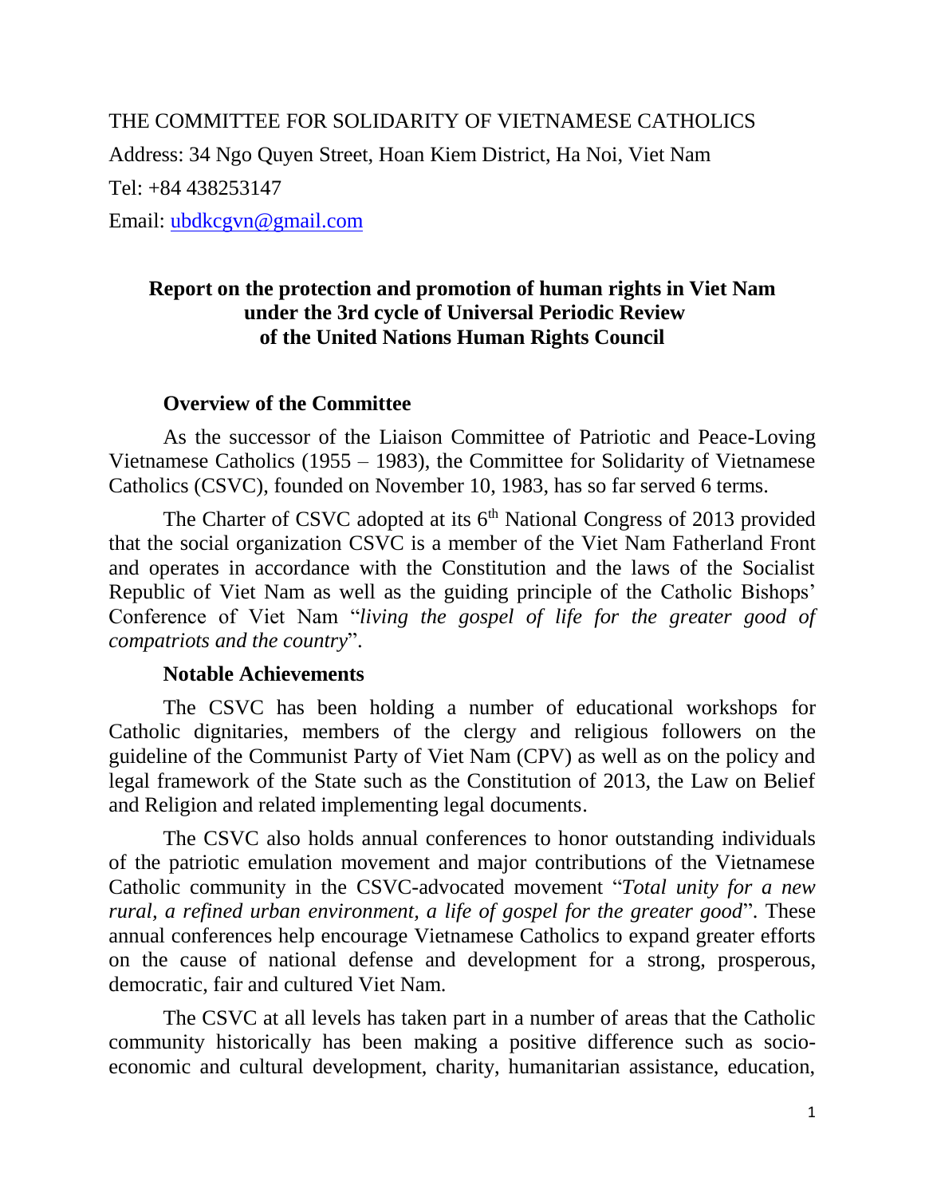THE COMMITTEE FOR SOLIDARITY OF VIETNAMESE CATHOLICS

Address: 34 Ngo Quyen Street, Hoan Kiem District, Ha Noi, Viet Nam

Tel: +84 438253147

Email: ubdkcgvn@gmail.com

**Report on the protection and promotion of human rights in Viet Nam under the 3rd cycle of Universal Periodic Review of the United Nations Human Rights Council**

**Overview of the Committee**

As the successor of the Liaison Committee of Patriotic and Peace-Loving Vietnamese Catholics (1955 – 1983), the Committee for Solidarity of Vietnamese Catholics (CSVC), founded on November 10, 1983, has so far served 6 terms.

The Charter of CSVC adopted at its 6th National Congress of 2013 provided that the social organization CSVC is a member of the Viet Nam Fatherland Front and operates in accordance with the Constitution and the laws of the Socialist Republic of Viet Nam as well as the guiding principle of the Catholic Bishops' Conference of Viet Nam "*living the gospel of life for the greater good of compatriots and the country*".

**Notable Achievements**

The CSVC has been holding a number of educational workshops for Catholic dignitaries, members of the clergy and religious followers on the guideline of the Communist Party of Viet Nam (CPV) as well as on the policy and legal framework of the State such as the Constitution of 2013, the Law on Belief and Religion and related implementing legal documents.

The CSVC also holds annual conferences to honor outstanding individuals of the patriotic emulation movement and major contributions of the Vietnamese Catholic community in the CSVC-advocated movement "*Total unity for a new rural, a refined urban environment, a life of gospel for the greater good*". These annual conferences help encourage Vietnamese Catholics to expand greater efforts on the cause of national defense and development for a strong, prosperous, democratic, fair and cultured Viet Nam.

The CSVC at all levels has taken part in a number of areas that the Catholic community historically has been making a positive difference such as socio-economic and cultural development, charity, humanitarian assistance, education,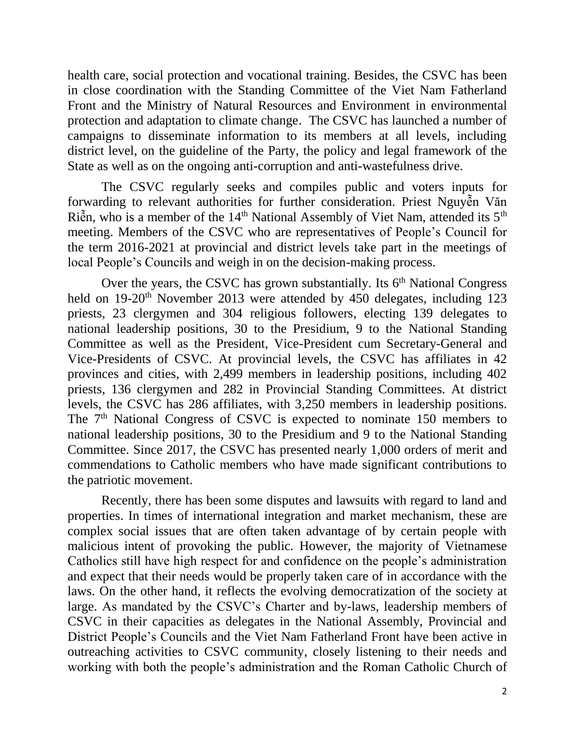health care, social protection and vocational training. Besides, the CSVC has been in close coordination with the Standing Committee of the Viet Nam Fatherland Front and the Ministry of Natural Resources and Environment in environmental protection and adaptation to climate change. The CSVC has launched a number of campaigns to disseminate information to its members at all levels, including district level, on the guideline of the Party, the policy and legal framework of the State as well as on the ongoing anti-corruption and anti-wastefulness drive.

The CSVC regularly seeks and compiles public and voters inputs for forwarding to relevant authorities for further consideration. Priest Nguyễn Văn Riễn, who is a member of the 14th National Assembly of Viet Nam, attended its 5th meeting. Members of the CSVC who are representatives of People's Council for the term 2016-2021 at provincial and district levels take part in the meetings of local People's Councils and weigh in on the decision-making process.

Over the years, the CSVC has grown substantially. Its 6th National Congress held on 19-20th November 2013 were attended by 450 delegates, including 123 priests, 23 clergymen and 304 religious followers, electing 139 delegates to national leadership positions, 30 to the Presidium, 9 to the National Standing Committee as well as the President, Vice-President cum Secretary-General and Vice-Presidents of CSVC. At provincial levels, the CSVC has affiliates in 42 provinces and cities, with 2,499 members in leadership positions, including 402 priests, 136 clergymen and 282 in Provincial Standing Committees. At district levels, the CSVC has 286 affiliates, with 3,250 members in leadership positions. The 7th National Congress of CSVC is expected to nominate 150 members to national leadership positions, 30 to the Presidium and 9 to the National Standing Committee. Since 2017, the CSVC has presented nearly 1,000 orders of merit and commendations to Catholic members who have made significant contributions to the patriotic movement.

Recently, there has been some disputes and lawsuits with regard to land and properties. In times of international integration and market mechanism, these are complex social issues that are often taken advantage of by certain people with malicious intent of provoking the public. However, the majority of Vietnamese Catholics still have high respect for and confidence on the people's administration and expect that their needs would be properly taken care of in accordance with the laws. On the other hand, it reflects the evolving democratization of the society at large. As mandated by the CSVC's Charter and by-laws, leadership members of CSVC in their capacities as delegates in the National Assembly, Provincial and District People's Councils and the Viet Nam Fatherland Front have been active in outreaching activities to CSVC community, closely listening to their needs and working with both the people's administration and the Roman Catholic Church of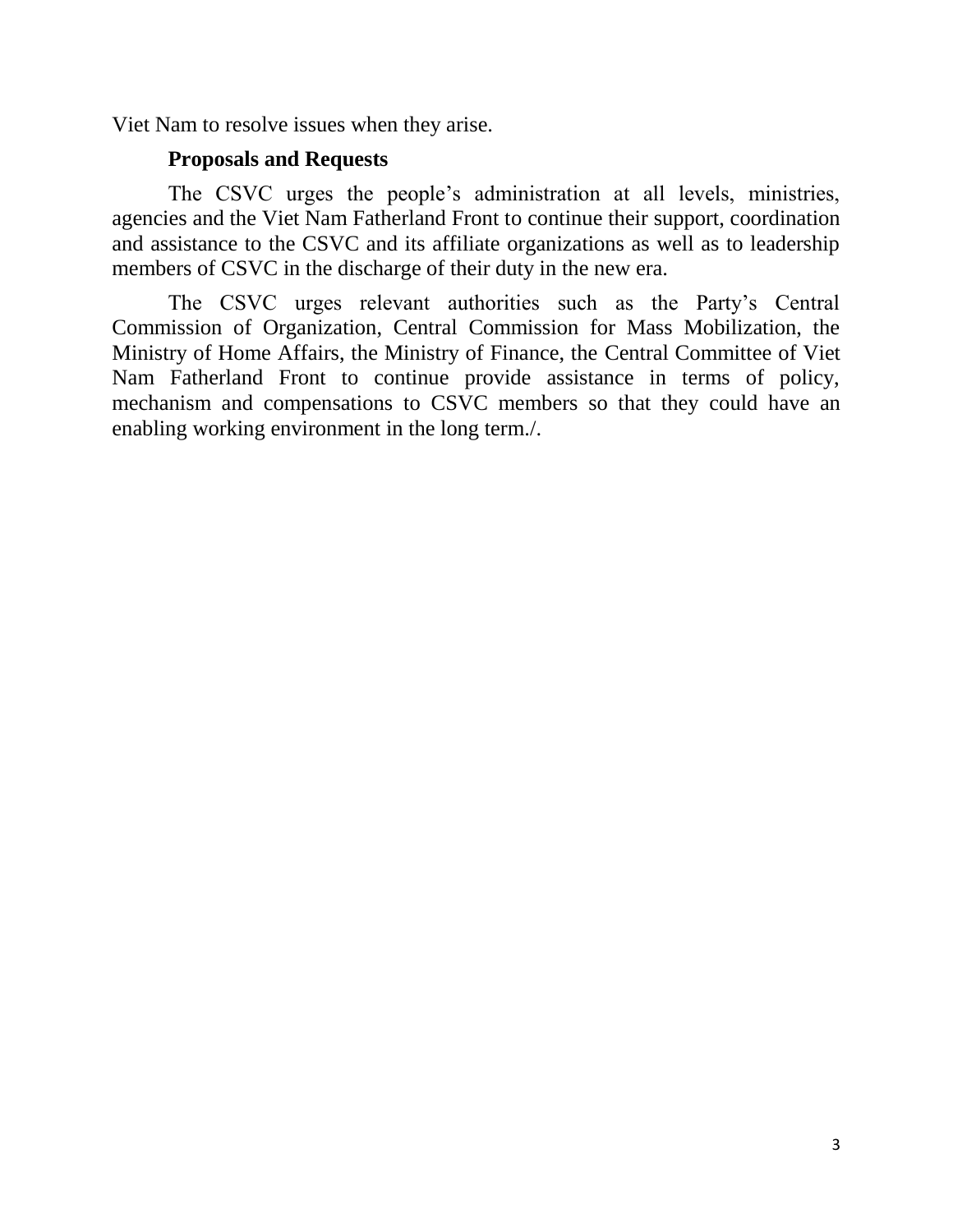Viet Nam to resolve issues when they arise.

**Proposals and Requests**

The CSVC urges the people's administration at all levels, ministries, agencies and the Viet Nam Fatherland Front to continue their support, coordination and assistance to the CSVC and its affiliate organizations as well as to leadership members of CSVC in the discharge of their duty in the new era.

The CSVC urges relevant authorities such as the Party's Central Commission of Organization, Central Commission for Mass Mobilization, the Ministry of Home Affairs, the Ministry of Finance, the Central Committee of Viet Nam Fatherland Front to continue provide assistance in terms of policy, mechanism and compensations to CSVC members so that they could have an enabling working environment in the long term./.